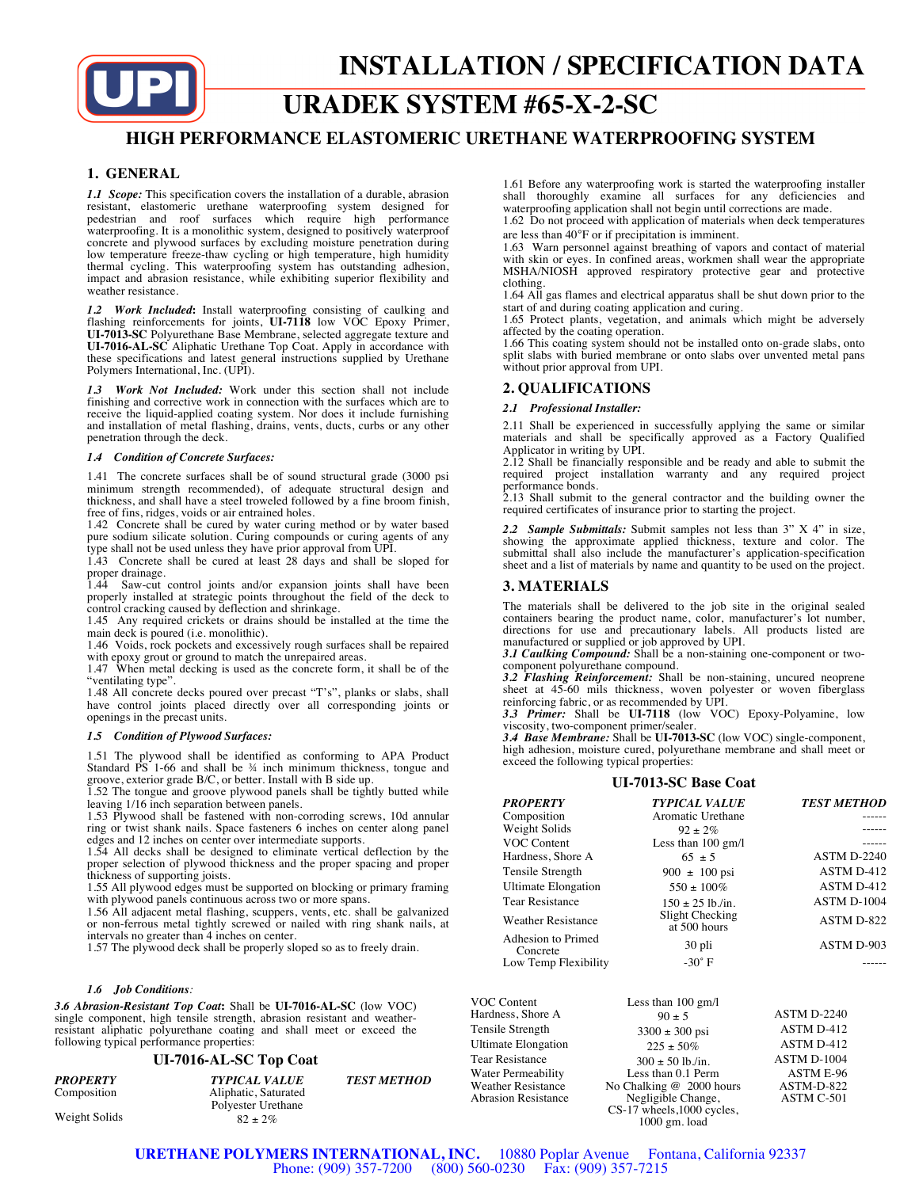# INSTALLATION / SPECIFICATION DATA

# URADEK SYSTEM #65-X-2-SC

## HIGH PERFORMANCE ELASTOMERIC URETHANE WATERPROOFING SYSTEM

## 1. GENERAL

***1.1 Scope:*** This specification covers the installation of a durable, abrasion resistant, elastomeric urethane waterproofing system designed for pedestrian and roof surfaces which require high performance waterproofing. It is a monolithic system, designed to positively waterproof concrete and plywood surfaces by excluding moisture penetration during low temperature freeze-thaw cycling or high temperature, high humidity thermal cycling. This waterproofing system has outstanding adhesion, impact and abrasion resistance, while exhibiting superior flexibility and weather resistance.

***1.2 Work Included*:** Install waterproofing consisting of caulking and flashing reinforcements for joints, **UI-7118** low VOC Epoxy Primer, **UI-7013-SC** Polyurethane Base Membrane, selected aggregate texture and **UI-7016-AL-SC** Aliphatic Urethane Top Coat. Apply in accordance with these specifications and latest general instructions supplied by Urethane Polymers International, Inc. (UPI).

***1.3 Work Not Included:*** Work under this section shall not include finishing and corrective work in connection with the surfaces which are to receive the liquid-applied coating system. Nor does it include furnishing and installation of metal flashing, drains, vents, ducts, curbs or any other penetration through the deck.

***1.4 Condition of Concrete Surfaces:***

1.41 The concrete surfaces shall be of sound structural grade (3000 psi minimum strength recommended), of adequate structural design and thickness, and shall have a steel troweled followed by a fine broom finish, free of fins, ridges, voids or air entrained holes.
1.42 Concrete shall be cured by water curing method or by water based pure sodium silicate solution. Curing compounds or curing agents of any type shall not be used unless they have prior approval from UPI.
1.43 Concrete shall be cured at least 28 days and shall be sloped for proper drainage.
1.44 Saw-cut control joints and/or expansion joints shall have been properly installed at strategic points throughout the field of the deck to control cracking caused by deflection and shrinkage.
1.45 Any required crickets or drains should be installed at the time the main deck is poured (i.e. monolithic).
1.46 Voids, rock pockets and excessively rough surfaces shall be repaired with epoxy grout or ground to match the unrepaired areas.
1.47 When metal decking is used as the concrete form, it shall be of the "ventilating type".
1.48 All concrete decks poured over precast "T's", planks or slabs, shall have control joints placed directly over all corresponding joints or openings in the precast units.

***1.5 Condition of Plywood Surfaces:***

1.51 The plywood shall be identified as conforming to APA Product Standard PS 1-66 and shall be ¾ inch minimum thickness, tongue and groove, exterior grade B/C, or better. Install with B side up.
1.52 The tongue and groove plywood panels shall be tightly butted while leaving 1/16 inch separation between panels.
1.53 Plywood shall be fastened with non-corroding screws, 10d annular ring or twist shank nails. Space fasteners 6 inches on center along panel edges and 12 inches on center over intermediate supports.
1.54 All decks shall be designed to eliminate vertical deflection by the proper selection of plywood thickness and the proper spacing and proper thickness of supporting joists.
1.55 All plywood edges must be supported on blocking or primary framing with plywood panels continuous across two or more spans.
1.56 All adjacent metal flashing, scuppers, vents, etc. shall be galvanized or non-ferrous metal tightly screwed or nailed with ring shank nails, at intervals no greater than 4 inches on center.
1.57 The plywood deck shall be properly sloped so as to freely drain.

***1.6 Job Conditions:***

1.61 Before any waterproofing work is started the waterproofing installer shall thoroughly examine all surfaces for any deficiencies and waterproofing application shall not begin until corrections are made.
1.62 Do not proceed with application of materials when deck temperatures are less than 40°F or if precipitation is imminent.
1.63 Warn personnel against breathing of vapors and contact of material with skin or eyes. In confined areas, workmen shall wear the appropriate MSHA/NIOSH approved respiratory protective gear and protective clothing.
1.64 All gas flames and electrical apparatus shall be shut down prior to the start of and during coating application and curing.
1.65 Protect plants, vegetation, and animals which might be adversely affected by the coating operation.
1.66 This coating system should not be installed onto on-grade slabs, onto split slabs with buried membrane or onto slabs over unvented metal pans without prior approval from UPI.

## 2. QUALIFICATIONS

***2.1 Professional Installer:***

2.11 Shall be experienced in successfully applying the same or similar materials and shall be specifically approved as a Factory Qualified Applicator in writing by UPI.
2.12 Shall be financially responsible and be ready and able to submit the required project installation warranty and any required project performance bonds.
2.13 Shall submit to the general contractor and the building owner the required certificates of insurance prior to starting the project.

***2.2 Sample Submittals:*** Submit samples not less than 3" X 4" in size, showing the approximate applied thickness, texture and color. The submittal shall also include the manufacturer's application-specification sheet and a list of materials by name and quantity to be used on the project.

## 3. MATERIALS

The materials shall be delivered to the job site in the original sealed containers bearing the product name, color, manufacturer's lot number, directions for use and precautionary labels. All products listed are manufactured or supplied or job approved by UPI.
***3.1 Caulking Compound:*** Shall be a non-staining one-component or two-component polyurethane compound.
***3.2 Flashing Reinforcement:*** Shall be non-staining, uncured neoprene sheet at 45-60 mils thickness, woven polyester or woven fiberglass reinforcing fabric, or as recommended by UPI.
***3.3 Primer:*** Shall be **UI-7118** (low VOC) Epoxy-Polyamine, low viscosity, two-component primer/sealer.
***3.4 Base Membrane:*** Shall be **UI-7013-SC** (low VOC) single-component, high adhesion, moisture cured, polyurethane membrane and shall meet or exceed the following typical properties:

### UI-7013-SC Base Coat

| *PROPERTY* | *TYPICAL VALUE* | *TEST METHOD* |
|---|---|---|
| Composition | Aromatic Urethane | ------ |
| Weight Solids | 92 ± 2% | ------ |
| VOC Content | Less than 100 gm/l | ------ |
| Hardness, Shore A | 65 ± 5 | ASTM D-2240 |
| Tensile Strength | 900 ± 100 psi | ASTM D-412 |
| Ultimate Elongation | 550 ± 100% | ASTM D-412 |
| Tear Resistance | 150 ± 25 lb./in. | ASTM D-1004 |
| Weather Resistance | Slight Checking at 500 hours | ASTM D-822 |
| Adhesion to Primed Concrete | 30 pli | ASTM D-903 |
| Low Temp Flexibility | -30° F | ------ |

***3.6 Abrasion-Resistant Top Coat*:** Shall be **UI-7016-AL-SC** (low VOC) single component, high tensile strength, abrasion resistant and weather-resistant aliphatic polyurethane coating and shall meet or exceed the following typical performance properties:

### UI-7016-AL-SC Top Coat

| *PROPERTY* | *TYPICAL VALUE* | *TEST METHOD* |
|---|---|---|
| Composition | Aliphatic, Saturated Polyester Urethane | |
| Weight Solids | 82 ± 2% | |
| VOC Content | Less than 100 gm/l | |
| Hardness, Shore A | 90 ± 5 | ASTM D-2240 |
| Tensile Strength | 3300 ± 300 psi | ASTM D-412 |
| Ultimate Elongation | 225 ± 50% | ASTM D-412 |
| Tear Resistance | 300 ± 50 lb./in. | ASTM D-1004 |
| Water Permeability | Less than 0.1 Perm | ASTM E-96 |
| Weather Resistance | No Chalking @ 2000 hours | ASTM-D-822 |
| Abrasion Resistance | Negligible Change, CS-17 wheels,1000 cycles, 1000 gm. load | ASTM C-501 |

**URETHANE POLYMERS INTERNATIONAL, INC.** 10880 Poplar Avenue Fontana, California 92337
Phone: (909) 357-7200 (800) 560-0230 Fax: (909) 357-7215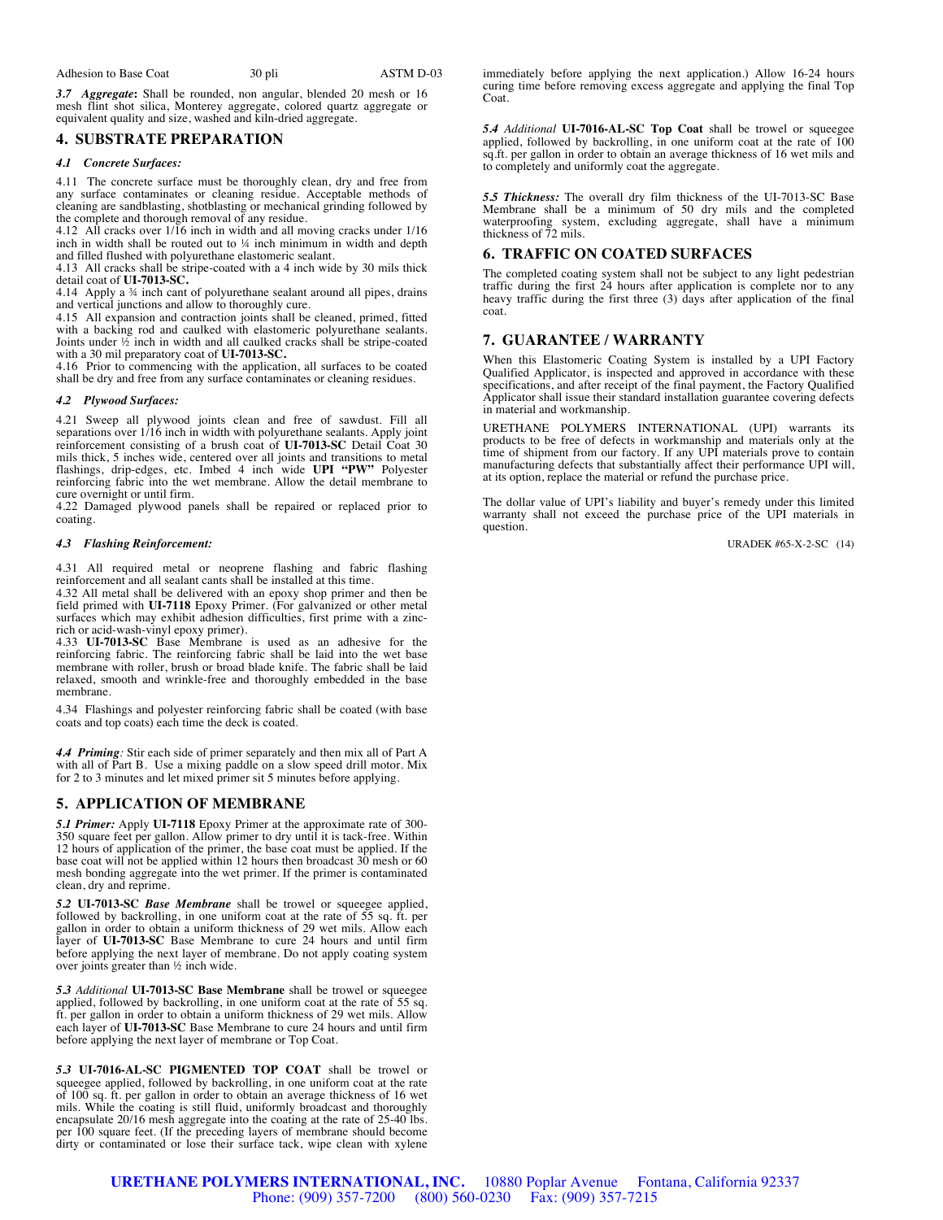| | | |
|---|---|---|
| Adhesion to Base Coat | 30 pli | ASTM D-03 |

***3.7 Aggregate*:** Shall be rounded, non angular, blended 20 mesh or 16 mesh flint shot silica, Monterey aggregate, colored quartz aggregate or equivalent quality and size, washed and kiln-dried aggregate.

## 4. SUBSTRATE PREPARATION

### *4.1 Concrete Surfaces:*

4.11 The concrete surface must be thoroughly clean, dry and free from any surface contaminates or cleaning residue. Acceptable methods of cleaning are sandblasting, shotblasting or mechanical grinding followed by the complete and thorough removal of any residue.
4.12 All cracks over 1/16 inch in width and all moving cracks under 1/16 inch in width shall be routed out to ¼ inch minimum in width and depth and filled flushed with polyurethane elastomeric sealant.
4.13 All cracks shall be stripe-coated with a 4 inch wide by 30 mils thick detail coat of **UI-7013-SC.**
4.14 Apply a ¾ inch cant of polyurethane sealant around all pipes, drains and vertical junctions and allow to thoroughly cure.
4.15 All expansion and contraction joints shall be cleaned, primed, fitted with a backing rod and caulked with elastomeric polyurethane sealants. Joints under ½ inch in width and all caulked cracks shall be stripe-coated with a 30 mil preparatory coat of **UI-7013-SC.**
4.16 Prior to commencing with the application, all surfaces to be coated shall be dry and free from any surface contaminates or cleaning residues.

### *4.2 Plywood Surfaces:*

4.21 Sweep all plywood joints clean and free of sawdust. Fill all separations over 1/16 inch in width with polyurethane sealants. Apply joint reinforcement consisting of a brush coat of **UI-7013-SC** Detail Coat 30 mils thick, 5 inches wide, centered over all joints and transitions to metal flashings, drip-edges, etc. Imbed 4 inch wide **UPI "PW"** Polyester reinforcing fabric into the wet membrane. Allow the detail membrane to cure overnight or until firm.
4.22 Damaged plywood panels shall be repaired or replaced prior to coating.

### *4.3 Flashing Reinforcement:*

4.31 All required metal or neoprene flashing and fabric flashing reinforcement and all sealant cants shall be installed at this time.
4.32 All metal shall be delivered with an epoxy shop primer and then be field primed with **UI-7118** Epoxy Primer. (For galvanized or other metal surfaces which may exhibit adhesion difficulties, first prime with a zinc-rich or acid-wash-vinyl epoxy primer).
4.33 **UI-7013-SC** Base Membrane is used as an adhesive for the reinforcing fabric. The reinforcing fabric shall be laid into the wet base membrane with roller, brush or broad blade knife. The fabric shall be laid relaxed, smooth and wrinkle-free and thoroughly embedded in the base membrane.

4.34 Flashings and polyester reinforcing fabric shall be coated (with base coats and top coats) each time the deck is coated.

***4.4 Priming*:** Stir each side of primer separately and then mix all of Part A with all of Part B. Use a mixing paddle on a slow speed drill motor. Mix for 2 to 3 minutes and let mixed primer sit 5 minutes before applying.

## 5. APPLICATION OF MEMBRANE

***5.1 Primer:*** Apply **UI-7118** Epoxy Primer at the approximate rate of 300-350 square feet per gallon. Allow primer to dry until it is tack-free. Within 12 hours of application of the primer, the base coat must be applied. If the base coat will not be applied within 12 hours then broadcast 30 mesh or 60 mesh bonding aggregate into the wet primer. If the primer is contaminated clean, dry and reprime.

***5.2* UI-7013-SC *Base Membrane*** shall be trowel or squeegee applied, followed by backrolling, in one uniform coat at the rate of 55 sq. ft. per gallon in order to obtain a uniform thickness of 29 wet mils. Allow each layer of **UI-7013-SC** Base Membrane to cure 24 hours and until firm before applying the next layer of membrane. Do not apply coating system over joints greater than ½ inch wide.

***5.3*** *Additional* **UI-7013-SC Base Membrane** shall be trowel or squeegee applied, followed by backrolling, in one uniform coat at the rate of 55 sq. ft. per gallon in order to obtain a uniform thickness of 29 wet mils. Allow each layer of **UI-7013-SC** Base Membrane to cure 24 hours and until firm before applying the next layer of membrane or Top Coat.

***5.3* UI-7016-AL-SC PIGMENTED TOP COAT** shall be trowel or squeegee applied, followed by backrolling, in one uniform coat at the rate of 100 sq. ft. per gallon in order to obtain an average thickness of 16 wet mils. While the coating is still fluid, uniformly broadcast and thoroughly encapsulate 20/16 mesh aggregate into the coating at the rate of 25-40 lbs. per 100 square feet. (If the preceding layers of membrane should become dirty or contaminated or lose their surface tack, wipe clean with xylene immediately before applying the next application.) Allow 16-24 hours curing time before removing excess aggregate and applying the final Top Coat.

***5.4*** *Additional* **UI-7016-AL-SC Top Coat** shall be trowel or squeegee applied, followed by backrolling, in one uniform coat at the rate of 100 sq.ft. per gallon in order to obtain an average thickness of 16 wet mils and to completely and uniformly coat the aggregate.

***5.5 Thickness:*** The overall dry film thickness of the UI-7013-SC Base Membrane shall be a minimum of 50 dry mils and the completed waterproofing system, excluding aggregate, shall have a minimum thickness of 72 mils.

## 6. TRAFFIC ON COATED SURFACES

The completed coating system shall not be subject to any light pedestrian traffic during the first 24 hours after application is complete nor to any heavy traffic during the first three (3) days after application of the final coat.

## 7. GUARANTEE / WARRANTY

When this Elastomeric Coating System is installed by a UPI Factory Qualified Applicator, is inspected and approved in accordance with these specifications, and after receipt of the final payment, the Factory Qualified Applicator shall issue their standard installation guarantee covering defects in material and workmanship.

URETHANE POLYMERS INTERNATIONAL (UPI) warrants its products to be free of defects in workmanship and materials only at the time of shipment from our factory. If any UPI materials prove to contain manufacturing defects that substantially affect their performance UPI will, at its option, replace the material or refund the purchase price.

The dollar value of UPI's liability and buyer's remedy under this limited warranty shall not exceed the purchase price of the UPI materials in question.

URADEK #65-X-2-SC (14)

**URETHANE POLYMERS INTERNATIONAL, INC.** 10880 Poplar Avenue Fontana, California 92337
Phone: (909) 357-7200 (800) 560-0230 Fax: (909) 357-7215